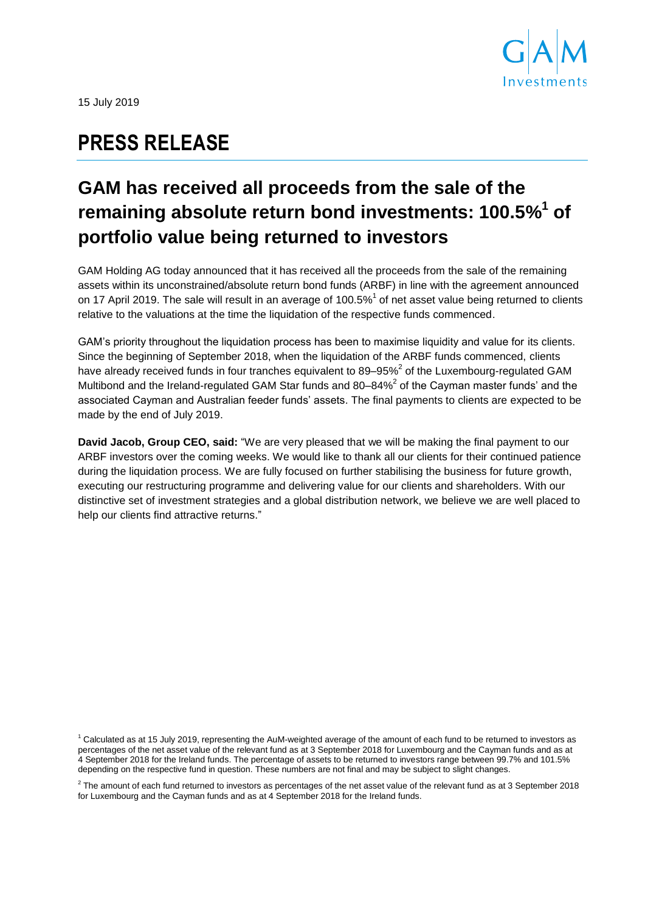15 July 2019

# PRESS RELEASE

## GAM has received all proceeds from the sale of the remaining absolute return bond investments: 100.5%[1] of portfolio value being returned to investors

GAM Holding AG today announced that it has received all the proceeds from the sale of the remaining assets within its unconstrained/absolute return bond funds (ARBF) in line with the agreement announced on 17 April 2019. The sale will result in an average of 100.5%[1] of net asset value being returned to clients relative to the valuations at the time the liquidation of the respective funds commenced.

GAM's priority throughout the liquidation process has been to maximise liquidity and value for its clients. Since the beginning of September 2018, when the liquidation of the ARBF funds commenced, clients have already received funds in four tranches equivalent to 89–95%[2] of the Luxembourg-regulated GAM Multibond and the Ireland-regulated GAM Star funds and 80–84%[2] of the Cayman master funds' and the associated Cayman and Australian feeder funds' assets. The final payments to clients are expected to be made by the end of July 2019.

**David Jacob, Group CEO, said:** "We are very pleased that we will be making the final payment to our ARBF investors over the coming weeks. We would like to thank all our clients for their continued patience during the liquidation process. We are fully focused on further stabilising the business for future growth, executing our restructuring programme and delivering value for our clients and shareholders. With our distinctive set of investment strategies and a global distribution network, we believe we are well placed to help our clients find attractive returns."

[1] Calculated as at 15 July 2019, representing the AuM-weighted average of the amount of each fund to be returned to investors as percentages of the net asset value of the relevant fund as at 3 September 2018 for Luxembourg and the Cayman funds and as at 4 September 2018 for the Ireland funds. The percentage of assets to be returned to investors range between 99.7% and 101.5% depending on the respective fund in question. These numbers are not final and may be subject to slight changes.

[2] The amount of each fund returned to investors as percentages of the net asset value of the relevant fund as at 3 September 2018 for Luxembourg and the Cayman funds and as at 4 September 2018 for the Ireland funds.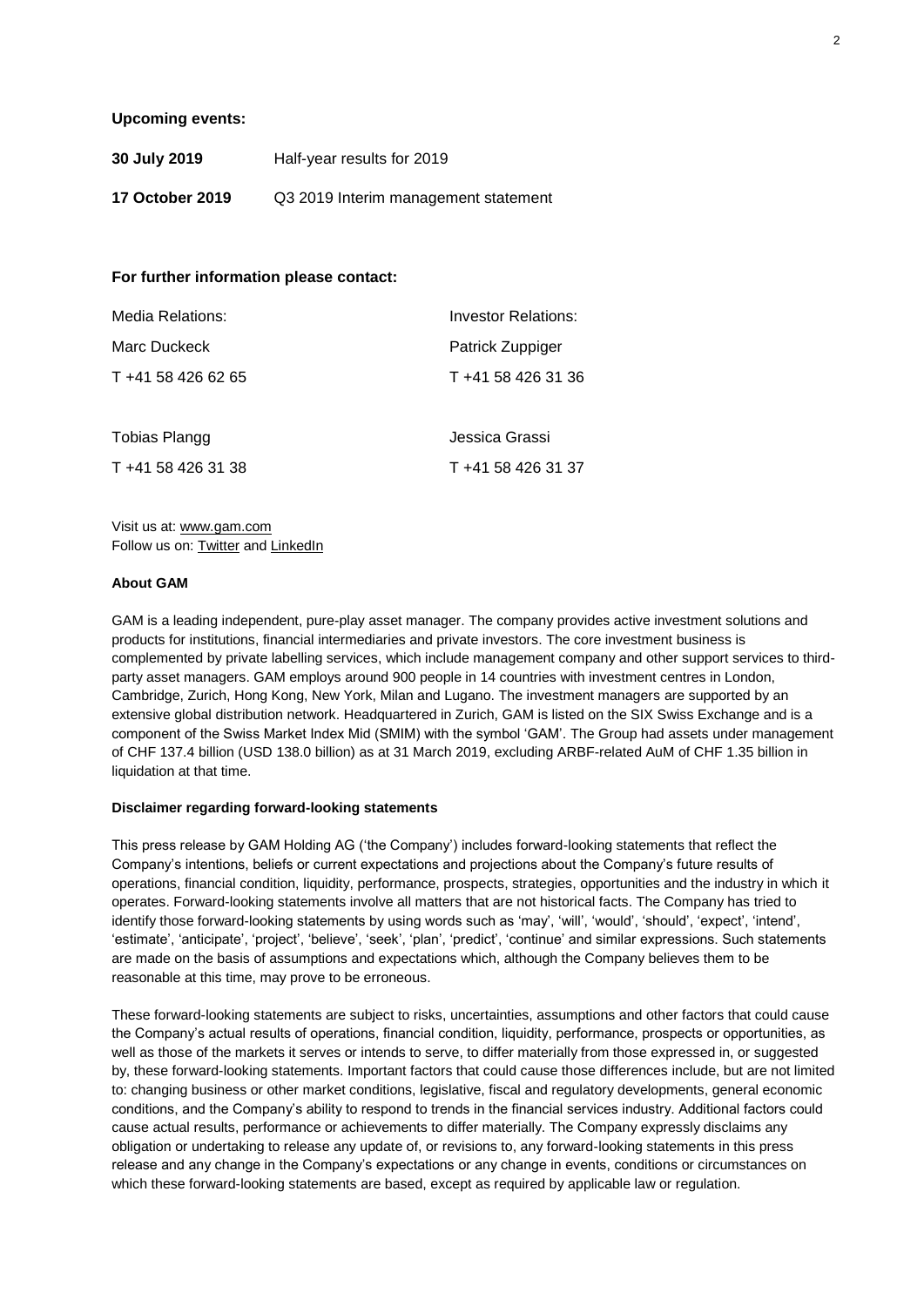**Upcoming events:**

| | |
|---|---|
| **30 July 2019** | Half-year results for 2019 |
| **17 October 2019** | Q3 2019 Interim management statement |

**For further information please contact:**

| Media Relations: | Investor Relations: |
|---|---|
| Marc Duckeck | Patrick Zuppiger |
| T +41 58 426 62 65 | T +41 58 426 31 36 |
| | |
| Tobias Plangg | Jessica Grassi |
| T +41 58 426 31 38 | T +41 58 426 31 37 |

Visit us at: www.gam.com
Follow us on: Twitter and LinkedIn

**About GAM**

GAM is a leading independent, pure-play asset manager. The company provides active investment solutions and products for institutions, financial intermediaries and private investors. The core investment business is complemented by private labelling services, which include management company and other support services to third-party asset managers. GAM employs around 900 people in 14 countries with investment centres in London, Cambridge, Zurich, Hong Kong, New York, Milan and Lugano. The investment managers are supported by an extensive global distribution network. Headquartered in Zurich, GAM is listed on the SIX Swiss Exchange and is a component of the Swiss Market Index Mid (SMIM) with the symbol 'GAM'. The Group had assets under management of CHF 137.4 billion (USD 138.0 billion) as at 31 March 2019, excluding ARBF-related AuM of CHF 1.35 billion in liquidation at that time.

**Disclaimer regarding forward-looking statements**

This press release by GAM Holding AG ('the Company') includes forward-looking statements that reflect the Company's intentions, beliefs or current expectations and projections about the Company's future results of operations, financial condition, liquidity, performance, prospects, strategies, opportunities and the industry in which it operates. Forward-looking statements involve all matters that are not historical facts. The Company has tried to identify those forward-looking statements by using words such as 'may', 'will', 'would', 'should', 'expect', 'intend', 'estimate', 'anticipate', 'project', 'believe', 'seek', 'plan', 'predict', 'continue' and similar expressions. Such statements are made on the basis of assumptions and expectations which, although the Company believes them to be reasonable at this time, may prove to be erroneous.

These forward-looking statements are subject to risks, uncertainties, assumptions and other factors that could cause the Company's actual results of operations, financial condition, liquidity, performance, prospects or opportunities, as well as those of the markets it serves or intends to serve, to differ materially from those expressed in, or suggested by, these forward-looking statements. Important factors that could cause those differences include, but are not limited to: changing business or other market conditions, legislative, fiscal and regulatory developments, general economic conditions, and the Company's ability to respond to trends in the financial services industry. Additional factors could cause actual results, performance or achievements to differ materially. The Company expressly disclaims any obligation or undertaking to release any update of, or revisions to, any forward-looking statements in this press release and any change in the Company's expectations or any change in events, conditions or circumstances on which these forward-looking statements are based, except as required by applicable law or regulation.